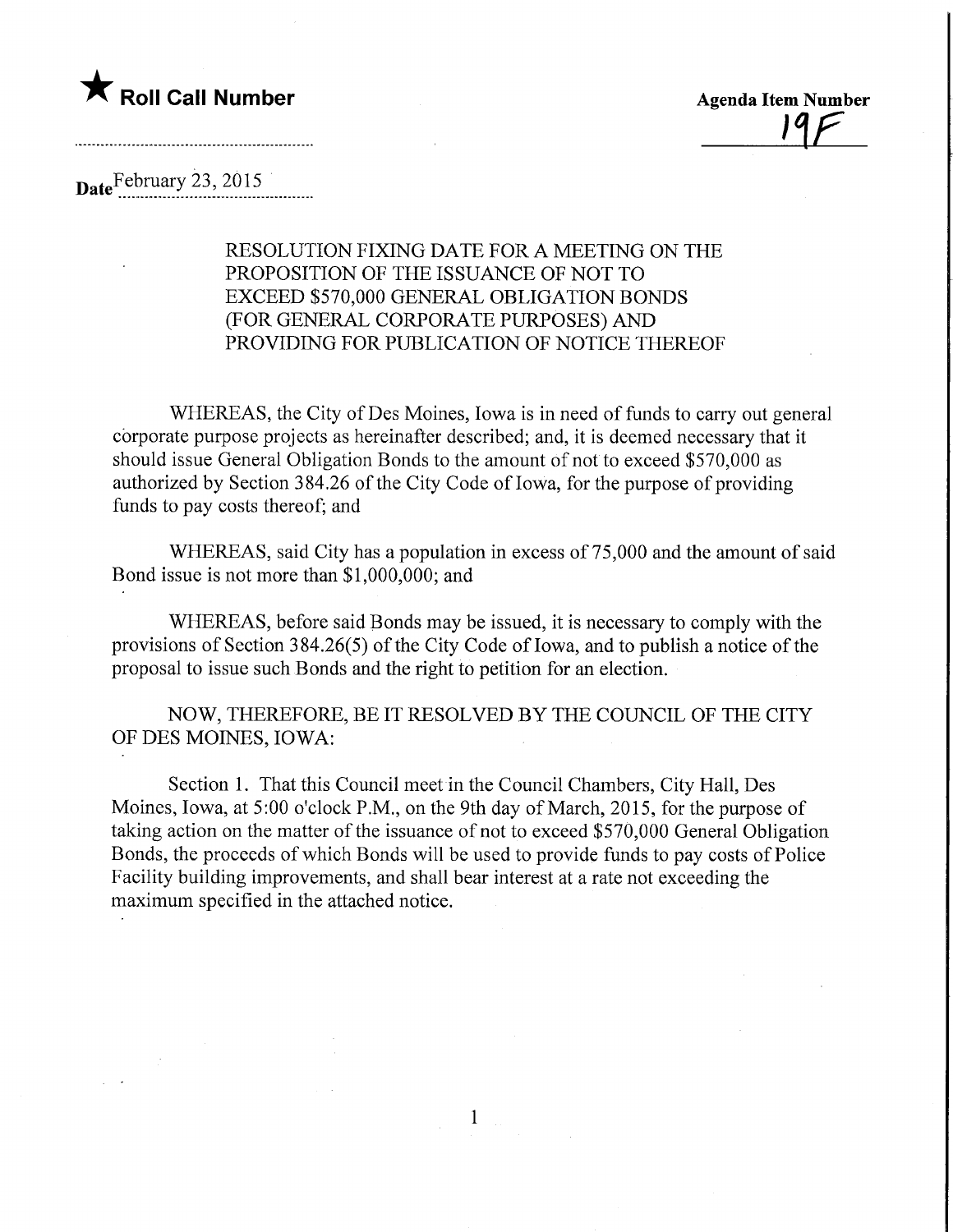★ **Roll Call Number**

**Agenda Item Number**
19F

**Date** February 23, 2015

RESOLUTION FIXING DATE FOR A MEETING ON THE PROPOSITION OF THE ISSUANCE OF NOT TO EXCEED $570,000 GENERAL OBLIGATION BONDS (FOR GENERAL CORPORATE PURPOSES) AND PROVIDING FOR PUBLICATION OF NOTICE THEREOF

WHEREAS, the City of Des Moines, Iowa is in need of funds to carry out general corporate purpose projects as hereinafter described; and, it is deemed necessary that it should issue General Obligation Bonds to the amount of not to exceed $570,000 as authorized by Section 384.26 of the City Code of Iowa, for the purpose of providing funds to pay costs thereof; and

WHEREAS, said City has a population in excess of 75,000 and the amount of said Bond issue is not more than $1,000,000; and

WHEREAS, before said Bonds may be issued, it is necessary to comply with the provisions of Section 384.26(5) of the City Code of Iowa, and to publish a notice of the proposal to issue such Bonds and the right to petition for an election.

NOW, THEREFORE, BE IT RESOLVED BY THE COUNCIL OF THE CITY OF DES MOINES, IOWA:

Section 1. That this Council meet in the Council Chambers, City Hall, Des Moines, Iowa, at 5:00 o'clock P.M., on the 9th day of March, 2015, for the purpose of taking action on the matter of the issuance of not to exceed $570,000 General Obligation Bonds, the proceeds of which Bonds will be used to provide funds to pay costs of Police Facility building improvements, and shall bear interest at a rate not exceeding the maximum specified in the attached notice.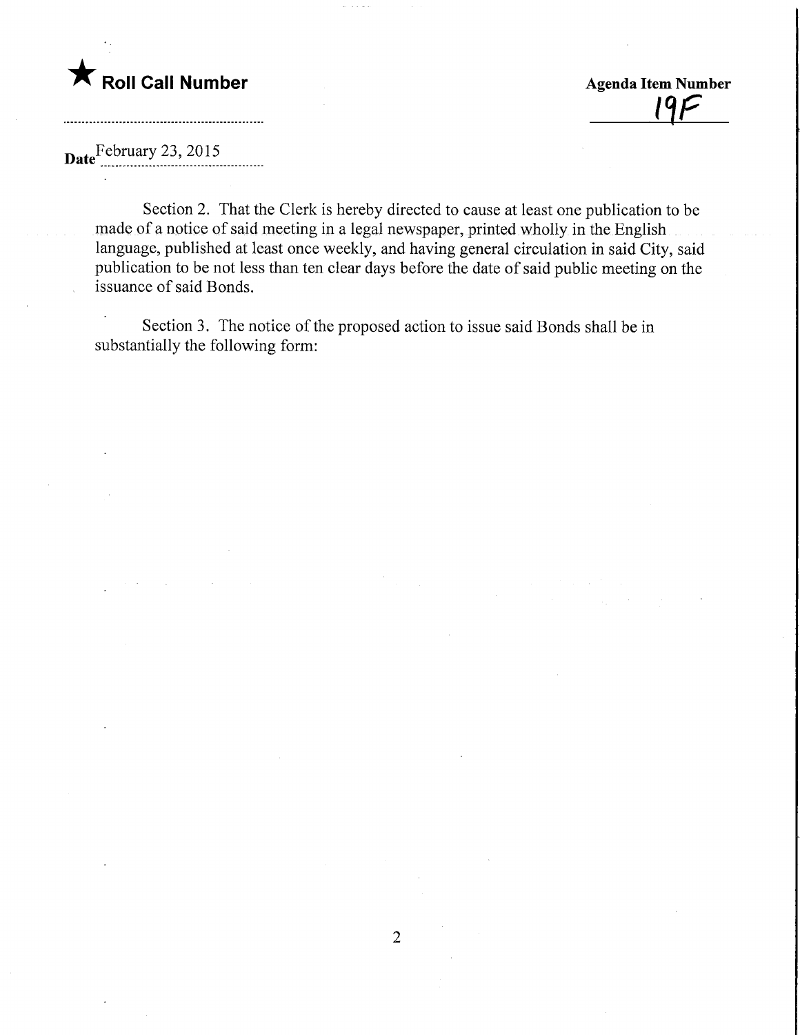★ **Roll Call Number**

**Agenda Item Number**
19F

**Date** February 23, 2015

Section 2. That the Clerk is hereby directed to cause at least one publication to be made of a notice of said meeting in a legal newspaper, printed wholly in the English language, published at least once weekly, and having general circulation in said City, said publication to be not less than ten clear days before the date of said public meeting on the issuance of said Bonds.

Section 3. The notice of the proposed action to issue said Bonds shall be in substantially the following form: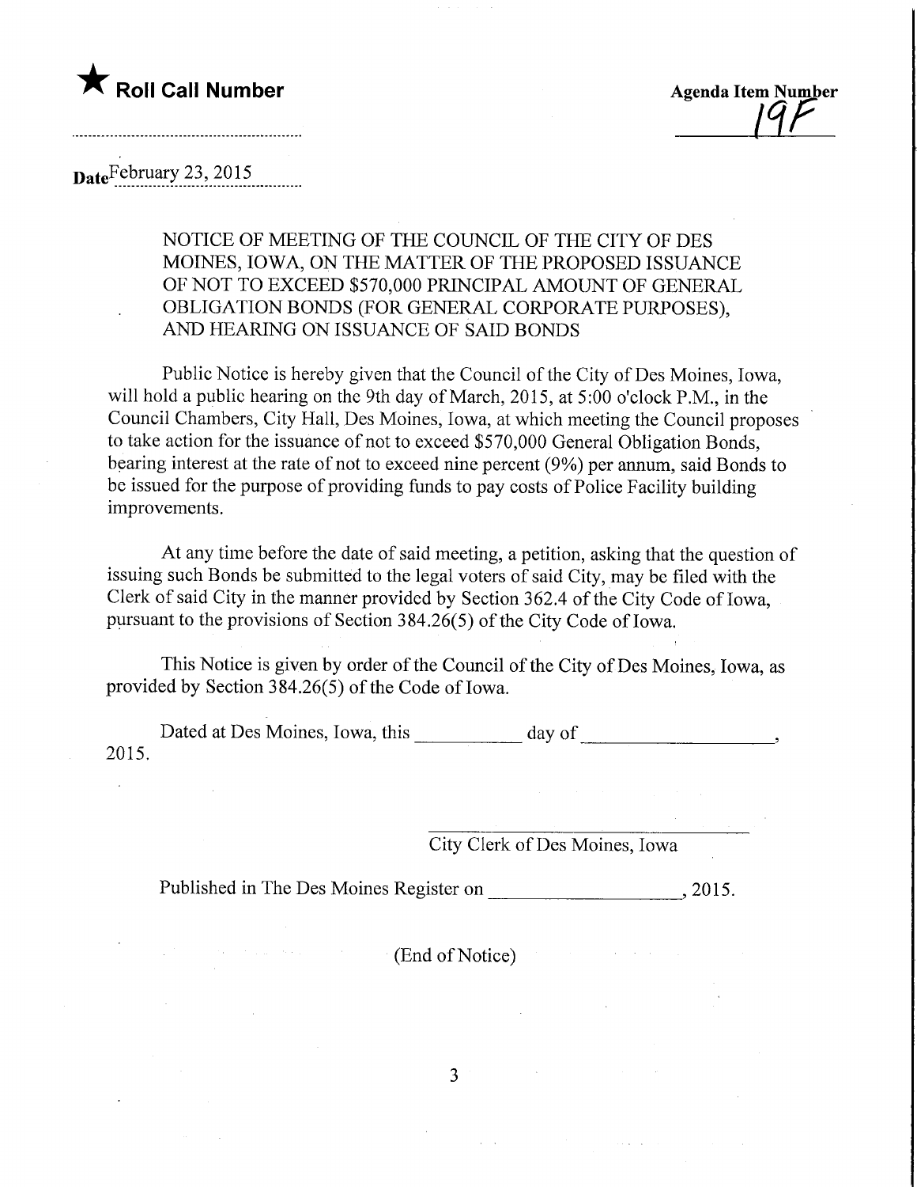★ **Roll Call Number**

**Agenda Item Number**
19F

Date February 23, 2015

NOTICE OF MEETING OF THE COUNCIL OF THE CITY OF DES MOINES, IOWA, ON THE MATTER OF THE PROPOSED ISSUANCE OF NOT TO EXCEED $570,000 PRINCIPAL AMOUNT OF GENERAL OBLIGATION BONDS (FOR GENERAL CORPORATE PURPOSES), AND HEARING ON ISSUANCE OF SAID BONDS

Public Notice is hereby given that the Council of the City of Des Moines, Iowa, will hold a public hearing on the 9th day of March, 2015, at 5:00 o'clock P.M., in the Council Chambers, City Hall, Des Moines, Iowa, at which meeting the Council proposes to take action for the issuance of not to exceed $570,000 General Obligation Bonds, bearing interest at the rate of not to exceed nine percent (9%) per annum, said Bonds to be issued for the purpose of providing funds to pay costs of Police Facility building improvements.

At any time before the date of said meeting, a petition, asking that the question of issuing such Bonds be submitted to the legal voters of said City, may be filed with the Clerk of said City in the manner provided by Section 362.4 of the City Code of Iowa, pursuant to the provisions of Section 384.26(5) of the City Code of Iowa.

This Notice is given by order of the Council of the City of Des Moines, Iowa, as provided by Section 384.26(5) of the Code of Iowa.

Dated at Des Moines, Iowa, this ___________ day of ____________________, 2015.

_________________________________
City Clerk of Des Moines, Iowa

Published in The Des Moines Register on ____________________, 2015.

(End of Notice)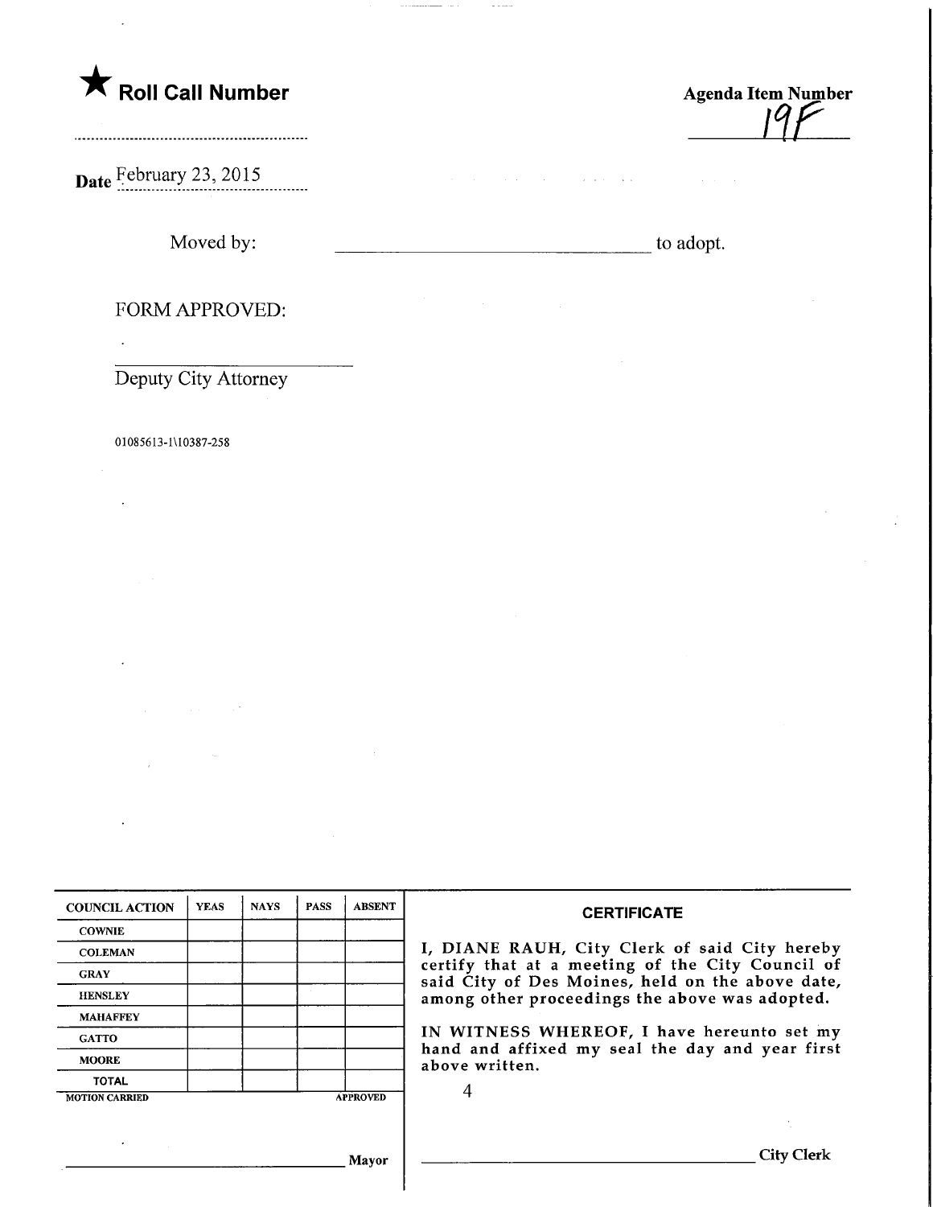★ **Roll Call Number**

**Agenda Item Number**

19F

**Date** February 23, 2015

Moved by: ________________________________ to adopt.

FORM APPROVED:

________________________
Deputy City Attorney

01085613-1\10387-258

| COUNCIL ACTION | YEAS | NAYS | PASS | ABSENT |
|---|---|---|---|---|
| COWNIE | | | | |
| COLEMAN | | | | |
| GRAY | | | | |
| HENSLEY | | | | |
| MAHAFFEY | | | | |
| GATTO | | | | |
| MOORE | | | | |
| TOTAL | | | | |

MOTION CARRIED APPROVED

________________________________ Mayor

**CERTIFICATE**

I, DIANE RAUH, City Clerk of said City hereby certify that at a meeting of the City Council of said City of Des Moines, held on the above date, among other proceedings the above was adopted.

IN WITNESS WHEREOF, I have hereunto set my hand and affixed my seal the day and year first above written.

________________________________ City Clerk